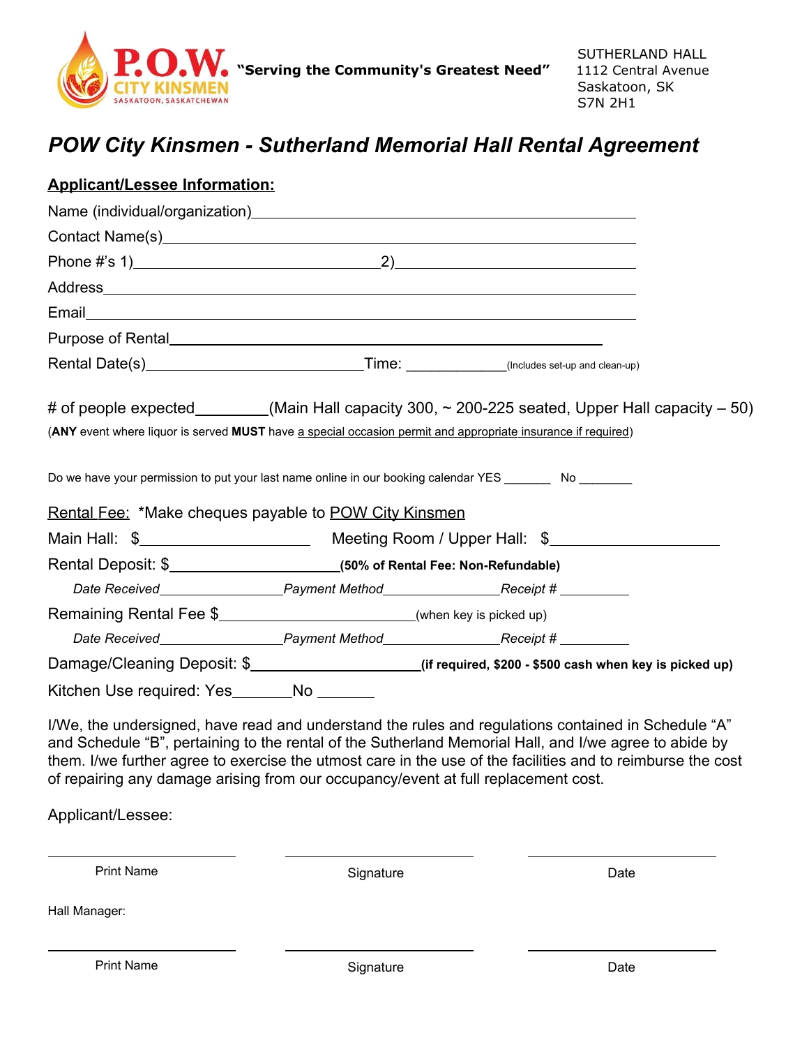P.O.W. CITY KINSMEN SASKATOON, SASKATCHEWAN

**"Serving the Community's Greatest Need"**

SUTHERLAND HALL
1112 Central Avenue
Saskatoon, SK
S7N 2H1

# *POW City Kinsmen - Sutherland Memorial Hall Rental Agreement*

**Applicant/Lessee Information:**

Name (individual/organization)\_\_\_\_\_\_\_\_\_\_\_\_\_\_\_\_\_\_\_\_\_\_\_\_\_\_\_\_\_\_\_\_\_\_\_\_\_\_\_\_

Contact Name(s)\_\_\_\_\_\_\_\_\_\_\_\_\_\_\_\_\_\_\_\_\_\_\_\_\_\_\_\_\_\_\_\_\_\_\_\_\_\_\_\_\_\_\_\_\_\_

Phone #'s 1)\_\_\_\_\_\_\_\_\_\_\_\_\_\_\_\_\_\_\_\_\_\_\_\_ 2)\_\_\_\_\_\_\_\_\_\_\_\_\_\_\_\_\_\_\_\_\_\_\_\_

Address\_\_\_\_\_\_\_\_\_\_\_\_\_\_\_\_\_\_\_\_\_\_\_\_\_\_\_\_\_\_\_\_\_\_\_\_\_\_\_\_\_\_\_\_\_\_\_\_\_\_\_\_

Email\_\_\_\_\_\_\_\_\_\_\_\_\_\_\_\_\_\_\_\_\_\_\_\_\_\_\_\_\_\_\_\_\_\_\_\_\_\_\_\_\_\_\_\_\_\_\_\_\_\_\_\_\_\_

Purpose of Rental\_\_\_\_\_\_\_\_\_\_\_\_\_\_\_\_\_\_\_\_\_\_\_\_\_\_\_\_\_\_\_\_\_\_\_\_\_\_\_\_\_\_\_\_

Rental Date(s)\_\_\_\_\_\_\_\_\_\_\_\_\_\_\_\_\_\_\_\_\_\_ Time: \_\_\_\_\_\_\_\_\_\_(Includes set-up and clean-up)

# of people expected\_\_\_\_\_\_\_\_(Main Hall capacity 300, ~ 200-225 seated, Upper Hall capacity – 50)

(**ANY** event where liquor is served **MUST** have <u>a special occasion permit and appropriate insurance if required</u>)

Do we have your permission to put your last name online in our booking calendar YES \_\_\_\_\_\_\_ No \_\_\_\_\_\_\_\_

<u>Rental Fee:</u> *Make cheques payable to <u>POW City Kinsmen</u>

Main Hall: $\_\_\_\_\_\_\_\_\_\_\_\_\_\_\_\_\_\_ Meeting Room / Upper Hall: $\_\_\_\_\_\_\_\_\_\_\_\_\_\_\_\_\_\_

Rental Deposit: $\_\_\_\_\_\_\_\_\_\_\_\_\_\_\_\_\_\_\_**(50% of Rental Fee: Non-Refundable)**

*Date Received*\_\_\_\_\_\_\_\_\_\_\_\_\_\_\_*Payment Method*\_\_\_\_\_\_\_\_\_\_\_\_\_\_\_*Receipt #* \_\_\_\_\_\_\_\_\_

Remaining Rental Fee $\_\_\_\_\_\_\_\_\_\_\_\_\_\_\_\_\_\_\_\_\_\_\_(when key is picked up)

*Date Received*\_\_\_\_\_\_\_\_\_\_\_\_\_\_\_*Payment Method*\_\_\_\_\_\_\_\_\_\_\_\_\_\_\_*Receipt #* \_\_\_\_\_\_\_\_\_

Damage/Cleaning Deposit: $\_\_\_\_\_\_\_\_\_\_\_\_\_\_\_\_\_\_\_\_**(if required, $200 - $500 cash when key is picked up)**

Kitchen Use required: Yes\_\_\_\_\_\_\_No \_\_\_\_\_\_\_

I/We, the undersigned, have read and understand the rules and regulations contained in Schedule "A" and Schedule "B", pertaining to the rental of the Sutherland Memorial Hall, and I/we agree to abide by them. I/we further agree to exercise the utmost care in the use of the facilities and to reimburse the cost of repairing any damage arising from our occupancy/event at full replacement cost.

Applicant/Lessee:

| \_\_\_\_\_\_\_\_\_\_\_\_\_\_\_\_\_\_\_\_ | \_\_\_\_\_\_\_\_\_\_\_\_\_\_\_\_\_\_\_\_ | \_\_\_\_\_\_\_\_\_\_\_\_\_\_\_\_\_\_\_\_ |
|---|---|---|
| Print Name | Signature | Date |

Hall Manager:

| \_\_\_\_\_\_\_\_\_\_\_\_\_\_\_\_\_\_\_\_ | \_\_\_\_\_\_\_\_\_\_\_\_\_\_\_\_\_\_\_\_ | \_\_\_\_\_\_\_\_\_\_\_\_\_\_\_\_\_\_\_\_ |
|---|---|---|
| Print Name | Signature | Date |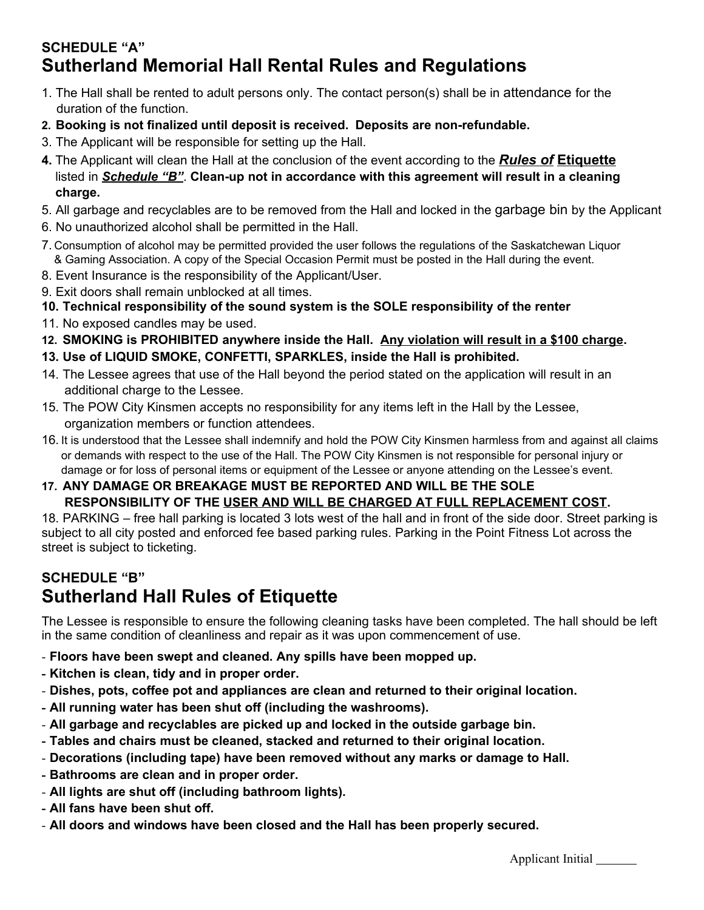**SCHEDULE "A"**

# Sutherland Memorial Hall Rental Rules and Regulations

1. The Hall shall be rented to adult persons only. The contact person(s) shall be in attendance for the duration of the function.
2. **Booking is not finalized until deposit is received. Deposits are non-refundable.**
3. The Applicant will be responsible for setting up the Hall.
4. The Applicant will clean the Hall at the conclusion of the event according to the ***Rules of*** **Etiquette** listed in ***Schedule "B"***. **Clean-up not in accordance with this agreement will result in a cleaning charge.**
5. All garbage and recyclables are to be removed from the Hall and locked in the garbage bin by the Applicant
6. No unauthorized alcohol shall be permitted in the Hall.
7. Consumption of alcohol may be permitted provided the user follows the regulations of the Saskatchewan Liquor & Gaming Association. A copy of the Special Occasion Permit must be posted in the Hall during the event.
8. Event Insurance is the responsibility of the Applicant/User.
9. Exit doors shall remain unblocked at all times.
10. **Technical responsibility of the sound system is the SOLE responsibility of the renter**
11. No exposed candles may be used.
12. **SMOKING is PROHIBITED anywhere inside the Hall. Any violation will result in a $100 charge.**
13. **Use of LIQUID SMOKE, CONFETTI, SPARKLES, inside the Hall is prohibited.**
14. The Lessee agrees that use of the Hall beyond the period stated on the application will result in an additional charge to the Lessee.
15. The POW City Kinsmen accepts no responsibility for any items left in the Hall by the Lessee, organization members or function attendees.
16. It is understood that the Lessee shall indemnify and hold the POW City Kinsmen harmless from and against all claims or demands with respect to the use of the Hall. The POW City Kinsmen is not responsible for personal injury or damage or for loss of personal items or equipment of the Lessee or anyone attending on the Lessee's event.
17. **ANY DAMAGE OR BREAKAGE MUST BE REPORTED AND WILL BE THE SOLE RESPONSIBILITY OF THE USER AND WILL BE CHARGED AT FULL REPLACEMENT COST.**
18. PARKING – free hall parking is located 3 lots west of the hall and in front of the side door. Street parking is subject to all city posted and enforced fee based parking rules. Parking in the Point Fitness Lot across the street is subject to ticketing.

**SCHEDULE "B"**

# Sutherland Hall Rules of Etiquette

The Lessee is responsible to ensure the following cleaning tasks have been completed. The hall should be left in the same condition of cleanliness and repair as it was upon commencement of use.

- **Floors have been swept and cleaned. Any spills have been mopped up.**
- **Kitchen is clean, tidy and in proper order.**
- **Dishes, pots, coffee pot and appliances are clean and returned to their original location.**
- **All running water has been shut off (including the washrooms).**
- **All garbage and recyclables are picked up and locked in the outside garbage bin.**
- **Tables and chairs must be cleaned, stacked and returned to their original location.**
- **Decorations (including tape) have been removed without any marks or damage to Hall.**
- **Bathrooms are clean and in proper order.**
- **All lights are shut off (including bathroom lights).**
- **All fans have been shut off.**
- **All doors and windows have been closed and the Hall has been properly secured.**

Applicant Initial ______